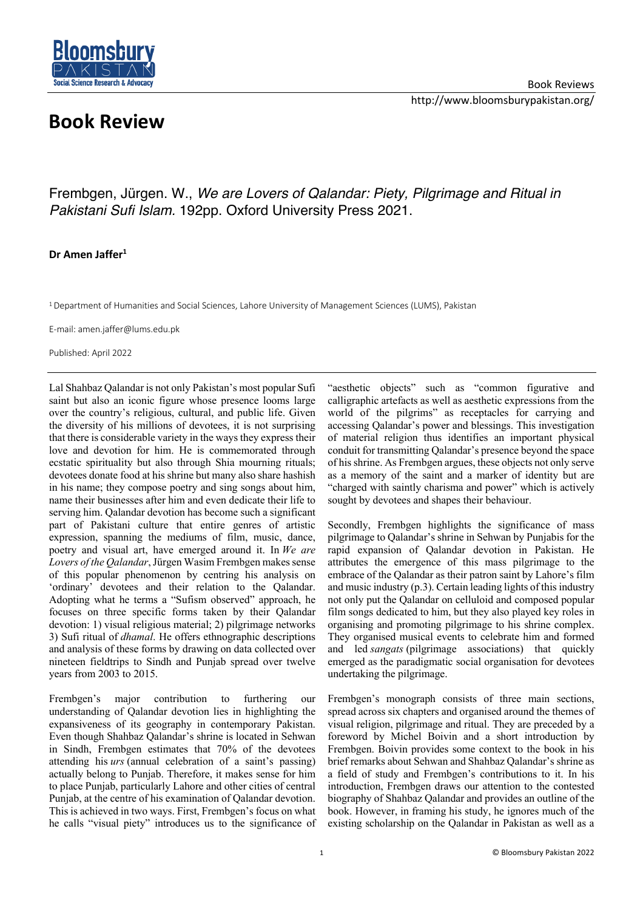# Book Review

Frembgen, Jürgen. W., *We are Lovers of Qalandar: Piety, Pilgrimage and Ritual in Pakistani Sufi Islam.* 192pp. Oxford University Press 2021.

**Dr Amen Jaffer[1]**

[1] Department of Humanities and Social Sciences, Lahore University of Management Sciences (LUMS), Pakistan

E-mail: amen.jaffer@lums.edu.pk

Published: April 2022

---

Lal Shahbaz Qalandar is not only Pakistan's most popular Sufi saint but also an iconic figure whose presence looms large over the country's religious, cultural, and public life. Given the diversity of his millions of devotees, it is not surprising that there is considerable variety in the ways they express their love and devotion for him. He is commemorated through ecstatic spirituality but also through Shia mourning rituals; devotees donate food at his shrine but many also share hashish in his name; they compose poetry and sing songs about him, name their businesses after him and even dedicate their life to serving him. Qalandar devotion has become such a significant part of Pakistani culture that entire genres of artistic expression, spanning the mediums of film, music, dance, poetry and visual art, have emerged around it. In *We are Lovers of the Qalandar*, Jürgen Wasim Frembgen makes sense of this popular phenomenon by centring his analysis on 'ordinary' devotees and their relation to the Qalandar. Adopting what he terms a "Sufism observed" approach, he focuses on three specific forms taken by their Qalandar devotion: 1) visual religious material; 2) pilgrimage networks 3) Sufi ritual of *dhamal*. He offers ethnographic descriptions and analysis of these forms by drawing on data collected over nineteen fieldtrips to Sindh and Punjab spread over twelve years from 2003 to 2015.

Frembgen's major contribution to furthering our understanding of Qalandar devotion lies in highlighting the expansiveness of its geography in contemporary Pakistan. Even though Shahbaz Qalandar's shrine is located in Sehwan in Sindh, Frembgen estimates that 70% of the devotees attending his *urs* (annual celebration of a saint's passing) actually belong to Punjab. Therefore, it makes sense for him to place Punjab, particularly Lahore and other cities of central Punjab, at the centre of his examination of Qalandar devotion. This is achieved in two ways. First, Frembgen's focus on what he calls "visual piety" introduces us to the significance of "aesthetic objects" such as "common figurative and calligraphic artefacts as well as aesthetic expressions from the world of the pilgrims" as receptacles for carrying and accessing Qalandar's power and blessings. This investigation of material religion thus identifies an important physical conduit for transmitting Qalandar's presence beyond the space of his shrine. As Frembgen argues, these objects not only serve as a memory of the saint and a marker of identity but are "charged with saintly charisma and power" which is actively sought by devotees and shapes their behaviour.

Secondly, Frembgen highlights the significance of mass pilgrimage to Qalandar's shrine in Sehwan by Punjabis for the rapid expansion of Qalandar devotion in Pakistan. He attributes the emergence of this mass pilgrimage to the embrace of the Qalandar as their patron saint by Lahore's film and music industry (p.3). Certain leading lights of this industry not only put the Qalandar on celluloid and composed popular film songs dedicated to him, but they also played key roles in organising and promoting pilgrimage to his shrine complex. They organised musical events to celebrate him and formed and led *sangats* (pilgrimage associations) that quickly emerged as the paradigmatic social organisation for devotees undertaking the pilgrimage.

Frembgen's monograph consists of three main sections, spread across six chapters and organised around the themes of visual religion, pilgrimage and ritual. They are preceded by a foreword by Michel Boivin and a short introduction by Frembgen. Boivin provides some context to the book in his brief remarks about Sehwan and Shahbaz Qalandar's shrine as a field of study and Frembgen's contributions to it. In his introduction, Frembgen draws our attention to the contested biography of Shahbaz Qalandar and provides an outline of the book. However, in framing his study, he ignores much of the existing scholarship on the Qalandar in Pakistan as well as a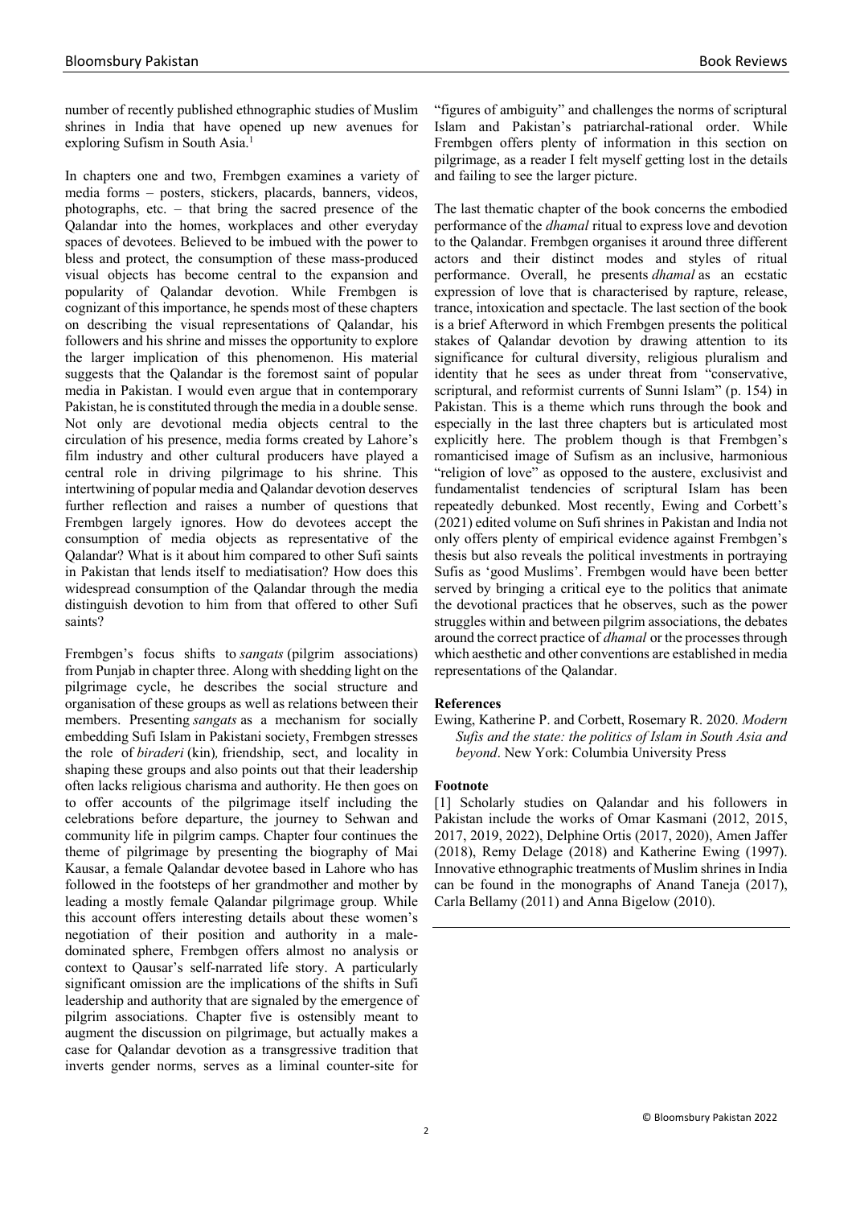number of recently published ethnographic studies of Muslim shrines in India that have opened up new avenues for exploring Sufism in South Asia.[1]

In chapters one and two, Frembgen examines a variety of media forms – posters, stickers, placards, banners, videos, photographs, etc. – that bring the sacred presence of the Qalandar into the homes, workplaces and other everyday spaces of devotees. Believed to be imbued with the power to bless and protect, the consumption of these mass-produced visual objects has become central to the expansion and popularity of Qalandar devotion. While Frembgen is cognizant of this importance, he spends most of these chapters on describing the visual representations of Qalandar, his followers and his shrine and misses the opportunity to explore the larger implication of this phenomenon. His material suggests that the Qalandar is the foremost saint of popular media in Pakistan. I would even argue that in contemporary Pakistan, he is constituted through the media in a double sense. Not only are devotional media objects central to the circulation of his presence, media forms created by Lahore's film industry and other cultural producers have played a central role in driving pilgrimage to his shrine. This intertwining of popular media and Qalandar devotion deserves further reflection and raises a number of questions that Frembgen largely ignores. How do devotees accept the consumption of media objects as representative of the Qalandar? What is it about him compared to other Sufi saints in Pakistan that lends itself to mediatisation? How does this widespread consumption of the Qalandar through the media distinguish devotion to him from that offered to other Sufi saints?

Frembgen's focus shifts to *sangats* (pilgrim associations) from Punjab in chapter three. Along with shedding light on the pilgrimage cycle, he describes the social structure and organisation of these groups as well as relations between their members. Presenting *sangats* as a mechanism for socially embedding Sufi Islam in Pakistani society, Frembgen stresses the role of *biraderi* (kin)*,* friendship, sect, and locality in shaping these groups and also points out that their leadership often lacks religious charisma and authority. He then goes on to offer accounts of the pilgrimage itself including the celebrations before departure, the journey to Sehwan and community life in pilgrim camps. Chapter four continues the theme of pilgrimage by presenting the biography of Mai Kausar, a female Qalandar devotee based in Lahore who has followed in the footsteps of her grandmother and mother by leading a mostly female Qalandar pilgrimage group. While this account offers interesting details about these women's negotiation of their position and authority in a male-dominated sphere, Frembgen offers almost no analysis or context to Qausar's self-narrated life story. A particularly significant omission are the implications of the shifts in Sufi leadership and authority that are signaled by the emergence of pilgrim associations. Chapter five is ostensibly meant to augment the discussion on pilgrimage, but actually makes a case for Qalandar devotion as a transgressive tradition that inverts gender norms, serves as a liminal counter-site for "figures of ambiguity" and challenges the norms of scriptural Islam and Pakistan's patriarchal-rational order. While Frembgen offers plenty of information in this section on pilgrimage, as a reader I felt myself getting lost in the details and failing to see the larger picture.

The last thematic chapter of the book concerns the embodied performance of the *dhamal* ritual to express love and devotion to the Qalandar. Frembgen organises it around three different actors and their distinct modes and styles of ritual performance. Overall, he presents *dhamal* as an ecstatic expression of love that is characterised by rapture, release, trance, intoxication and spectacle. The last section of the book is a brief Afterword in which Frembgen presents the political stakes of Qalandar devotion by drawing attention to its significance for cultural diversity, religious pluralism and identity that he sees as under threat from "conservative, scriptural, and reformist currents of Sunni Islam" (p. 154) in Pakistan. This is a theme which runs through the book and especially in the last three chapters but is articulated most explicitly here. The problem though is that Frembgen's romanticised image of Sufism as an inclusive, harmonious "religion of love" as opposed to the austere, exclusivist and fundamentalist tendencies of scriptural Islam has been repeatedly debunked. Most recently, Ewing and Corbett's (2021) edited volume on Sufi shrines in Pakistan and India not only offers plenty of empirical evidence against Frembgen's thesis but also reveals the political investments in portraying Sufis as 'good Muslims'. Frembgen would have been better served by bringing a critical eye to the politics that animate the devotional practices that he observes, such as the power struggles within and between pilgrim associations, the debates around the correct practice of *dhamal* or the processes through which aesthetic and other conventions are established in media representations of the Qalandar.

**References**

Ewing, Katherine P. and Corbett, Rosemary R. 2020. *Modern Sufis and the state: the politics of Islam in South Asia and beyond*. New York: Columbia University Press

**Footnote**

[1] Scholarly studies on Qalandar and his followers in Pakistan include the works of Omar Kasmani (2012, 2015, 2017, 2019, 2022), Delphine Ortis (2017, 2020), Amen Jaffer (2018), Remy Delage (2018) and Katherine Ewing (1997). Innovative ethnographic treatments of Muslim shrines in India can be found in the monographs of Anand Taneja (2017), Carla Bellamy (2011) and Anna Bigelow (2010).